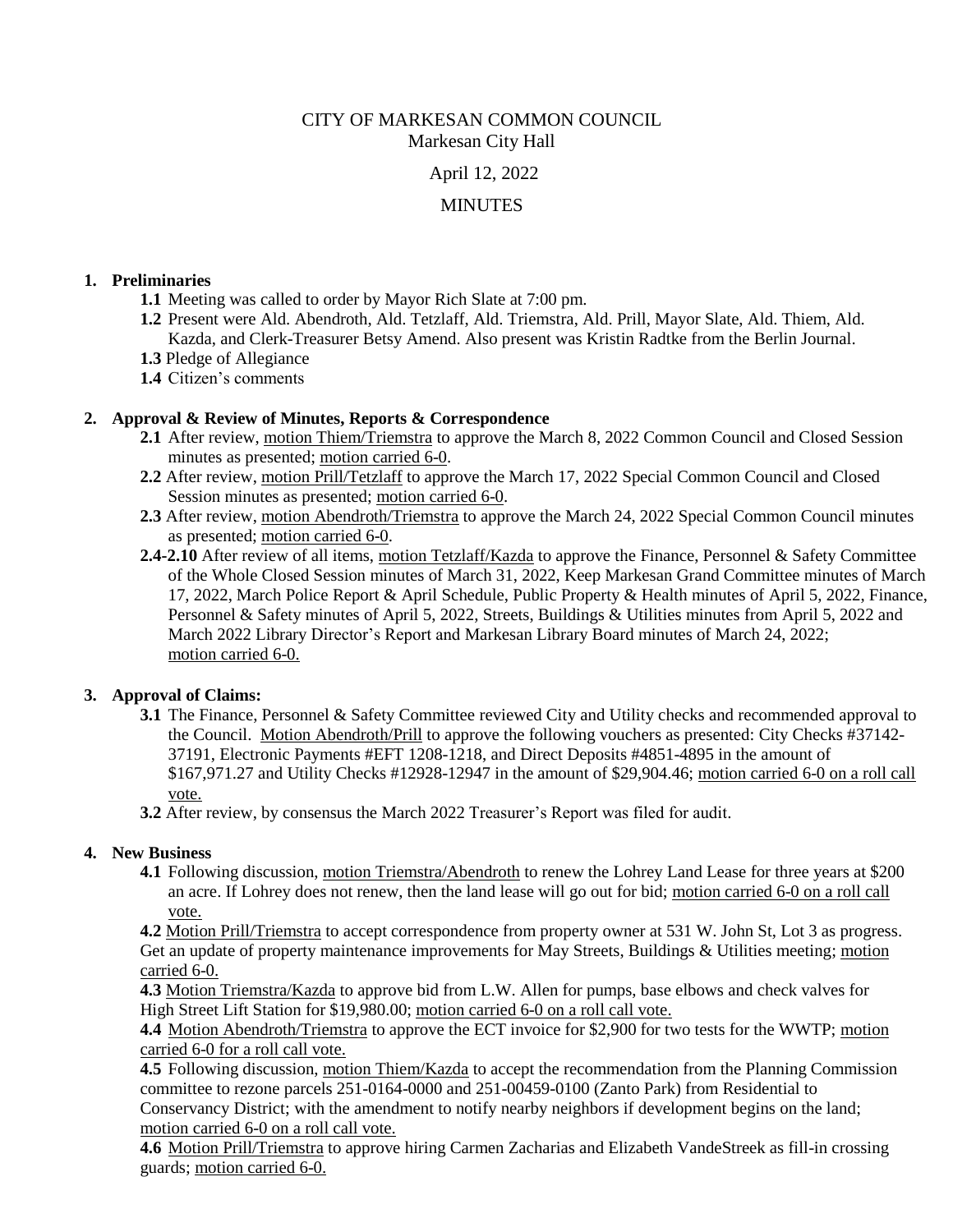# CITY OF MARKESAN COMMON COUNCIL

Markesan City Hall

April 12, 2022

MINUTES

1. **Preliminaries**
   - **1.1** Meeting was called to order by Mayor Rich Slate at 7:00 pm.
   - **1.2** Present were Ald. Abendroth, Ald. Tetzlaff, Ald. Triemstra, Ald. Prill, Mayor Slate, Ald. Thiem, Ald. Kazda, and Clerk-Treasurer Betsy Amend. Also present was Kristin Radtke from the Berlin Journal.
   - **1.3** Pledge of Allegiance
   - **1.4** Citizen's comments

2. **Approval & Review of Minutes, Reports & Correspondence**
   - **2.1** After review, motion Thiem/Triemstra to approve the March 8, 2022 Common Council and Closed Session minutes as presented; motion carried 6-0.
   - **2.2** After review, motion Prill/Tetzlaff to approve the March 17, 2022 Special Common Council and Closed Session minutes as presented; motion carried 6-0.
   - **2.3** After review, motion Abendroth/Triemstra to approve the March 24, 2022 Special Common Council minutes as presented; motion carried 6-0.
   - **2.4-2.10** After review of all items, motion Tetzlaff/Kazda to approve the Finance, Personnel & Safety Committee of the Whole Closed Session minutes of March 31, 2022, Keep Markesan Grand Committee minutes of March 17, 2022, March Police Report & April Schedule, Public Property & Health minutes of April 5, 2022, Finance, Personnel & Safety minutes of April 5, 2022, Streets, Buildings & Utilities minutes from April 5, 2022 and March 2022 Library Director's Report and Markesan Library Board minutes of March 24, 2022; motion carried 6-0.

3. **Approval of Claims:**
   - **3.1** The Finance, Personnel & Safety Committee reviewed City and Utility checks and recommended approval to the Council. Motion Abendroth/Prill to approve the following vouchers as presented: City Checks #37142-37191, Electronic Payments #EFT 1208-1218, and Direct Deposits #4851-4895 in the amount of $167,971.27 and Utility Checks #12928-12947 in the amount of $29,904.46; motion carried 6-0 on a roll call vote.
   - **3.2** After review, by consensus the March 2022 Treasurer's Report was filed for audit.

4. **New Business**
   - **4.1** Following discussion, motion Triemstra/Abendroth to renew the Lohrey Land Lease for three years at $200 an acre. If Lohrey does not renew, then the land lease will go out for bid; motion carried 6-0 on a roll call vote.
   - **4.2** Motion Prill/Triemstra to accept correspondence from property owner at 531 W. John St, Lot 3 as progress. Get an update of property maintenance improvements for May Streets, Buildings & Utilities meeting; motion carried 6-0.
   - **4.3** Motion Triemstra/Kazda to approve bid from L.W. Allen for pumps, base elbows and check valves for High Street Lift Station for $19,980.00; motion carried 6-0 on a roll call vote.
   - **4.4** Motion Abendroth/Triemstra to approve the ECT invoice for $2,900 for two tests for the WWTP; motion carried 6-0 for a roll call vote.
   - **4.5** Following discussion, motion Thiem/Kazda to accept the recommendation from the Planning Commission committee to rezone parcels 251-0164-0000 and 251-00459-0100 (Zanto Park) from Residential to Conservancy District; with the amendment to notify nearby neighbors if development begins on the land; motion carried 6-0 on a roll call vote.
   - **4.6** Motion Prill/Triemstra to approve hiring Carmen Zacharias and Elizabeth VandeStreek as fill-in crossing guards; motion carried 6-0.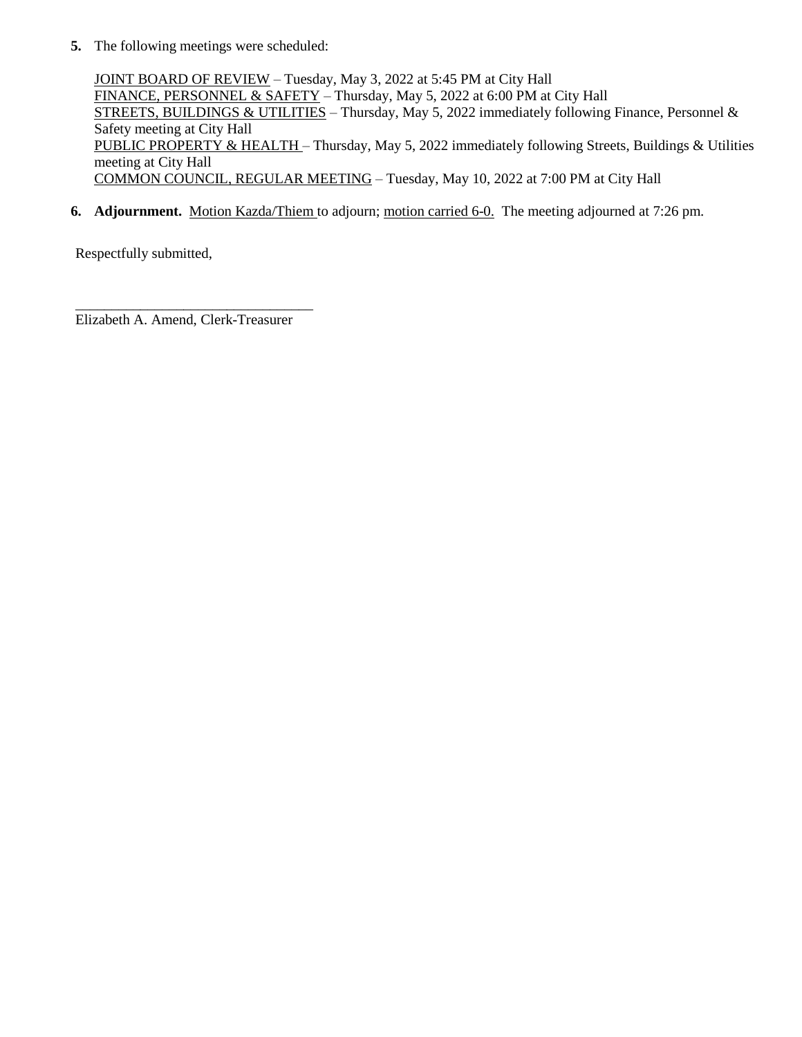**5.** The following meetings were scheduled:

JOINT BOARD OF REVIEW – Tuesday, May 3, 2022 at 5:45 PM at City Hall
FINANCE, PERSONNEL & SAFETY – Thursday, May 5, 2022 at 6:00 PM at City Hall
STREETS, BUILDINGS & UTILITIES – Thursday, May 5, 2022 immediately following Finance, Personnel & Safety meeting at City Hall
PUBLIC PROPERTY & HEALTH – Thursday, May 5, 2022 immediately following Streets, Buildings & Utilities meeting at City Hall
COMMON COUNCIL, REGULAR MEETING – Tuesday, May 10, 2022 at 7:00 PM at City Hall

**6.** **Adjournment.** Motion Kazda/Thiem to adjourn; motion carried 6-0. The meeting adjourned at 7:26 pm.

Respectfully submitted,

_________________________________
Elizabeth A. Amend, Clerk-Treasurer